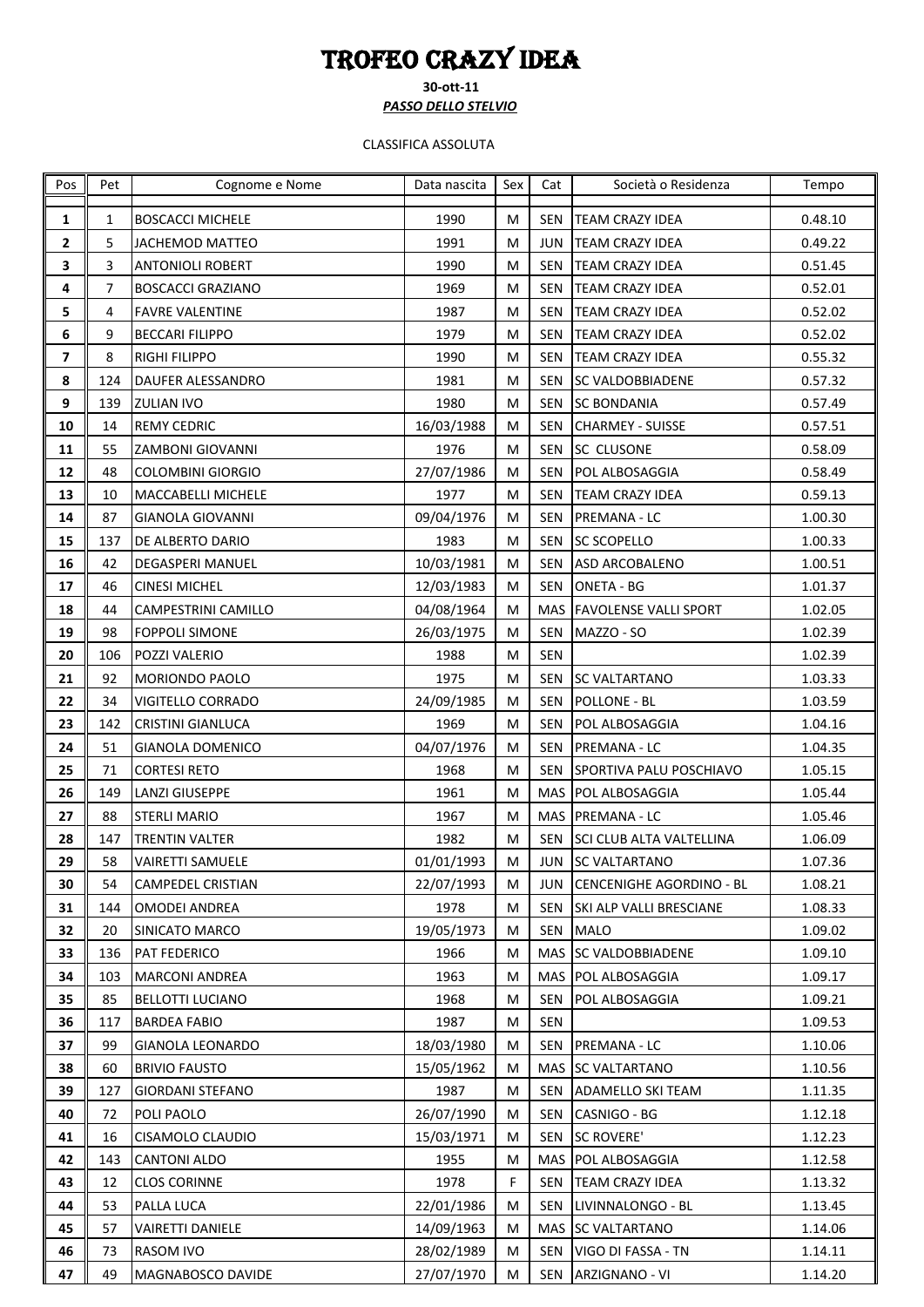# TROFEO CRAZY IDEA

**30-ott-11**

***PASSO DELLO STELVIO***

CLASSIFICA ASSOLUTA

| Pos | Pet | Cognome e Nome | Data nascita | Sex | Cat | Società o Residenza | Tempo |
|---|---|---|---|---|---|---|---|
| **1** | 1 | BOSCACCI MICHELE | 1990 | M | SEN | TEAM CRAZY IDEA | 0.48.10 |
| **2** | 5 | JACHEMOD MATTEO | 1991 | M | JUN | TEAM CRAZY IDEA | 0.49.22 |
| **3** | 3 | ANTONIOLI ROBERT | 1990 | M | SEN | TEAM CRAZY IDEA | 0.51.45 |
| **4** | 7 | BOSCACCI GRAZIANO | 1969 | M | SEN | TEAM CRAZY IDEA | 0.52.01 |
| **5** | 4 | FAVRE VALENTINE | 1987 | M | SEN | TEAM CRAZY IDEA | 0.52.02 |
| **6** | 9 | BECCARI FILIPPO | 1979 | M | SEN | TEAM CRAZY IDEA | 0.52.02 |
| **7** | 8 | RIGHI FILIPPO | 1990 | M | SEN | TEAM CRAZY IDEA | 0.55.32 |
| **8** | 124 | DAUFER ALESSANDRO | 1981 | M | SEN | SC VALDOBBIADENE | 0.57.32 |
| **9** | 139 | ZULIAN IVO | 1980 | M | SEN | SC BONDANIA | 0.57.49 |
| **10** | 14 | REMY CEDRIC | 16/03/1988 | M | SEN | CHARMEY - SUISSE | 0.57.51 |
| **11** | 55 | ZAMBONI GIOVANNI | 1976 | M | SEN | SC CLUSONE | 0.58.09 |
| **12** | 48 | COLOMBINI GIORGIO | 27/07/1986 | M | SEN | POL ALBOSAGGIA | 0.58.49 |
| **13** | 10 | MACCABELLI MICHELE | 1977 | M | SEN | TEAM CRAZY IDEA | 0.59.13 |
| **14** | 87 | GIANOLA GIOVANNI | 09/04/1976 | M | SEN | PREMANA - LC | 1.00.30 |
| **15** | 137 | DE ALBERTO DARIO | 1983 | M | SEN | SC SCOPELLO | 1.00.33 |
| **16** | 42 | DEGASPERI MANUEL | 10/03/1981 | M | SEN | ASD ARCOBALENO | 1.00.51 |
| **17** | 46 | CINESI MICHEL | 12/03/1983 | M | SEN | ONETA - BG | 1.01.37 |
| **18** | 44 | CAMPESTRINI CAMILLO | 04/08/1964 | M | MAS | FAVOLENSE VALLI SPORT | 1.02.05 |
| **19** | 98 | FOPPOLI SIMONE | 26/03/1975 | M | SEN | MAZZO - SO | 1.02.39 |
| **20** | 106 | POZZI VALERIO | 1988 | M | SEN | | 1.02.39 |
| **21** | 92 | MORIONDO PAOLO | 1975 | M | SEN | SC VALTARTANO | 1.03.33 |
| **22** | 34 | VIGITELLO CORRADO | 24/09/1985 | M | SEN | POLLONE - BL | 1.03.59 |
| **23** | 142 | CRISTINI GIANLUCA | 1969 | M | SEN | POL ALBOSAGGIA | 1.04.16 |
| **24** | 51 | GIANOLA DOMENICO | 04/07/1976 | M | SEN | PREMANA - LC | 1.04.35 |
| **25** | 71 | CORTESI RETO | 1968 | M | SEN | SPORTIVA PALU POSCHIAVO | 1.05.15 |
| **26** | 149 | LANZI GIUSEPPE | 1961 | M | MAS | POL ALBOSAGGIA | 1.05.44 |
| **27** | 88 | STERLI MARIO | 1967 | M | MAS | PREMANA - LC | 1.05.46 |
| **28** | 147 | TRENTIN VALTER | 1982 | M | SEN | SCI CLUB ALTA VALTELLINA | 1.06.09 |
| **29** | 58 | VAIRETTI SAMUELE | 01/01/1993 | M | JUN | SC VALTARTANO | 1.07.36 |
| **30** | 54 | CAMPEDEL CRISTIAN | 22/07/1993 | M | JUN | CENCENIGHE AGORDINO - BL | 1.08.21 |
| **31** | 144 | OMODEI ANDREA | 1978 | M | SEN | SKI ALP VALLI BRESCIANE | 1.08.33 |
| **32** | 20 | SINICATO MARCO | 19/05/1973 | M | SEN | MALO | 1.09.02 |
| **33** | 136 | PAT FEDERICO | 1966 | M | MAS | SC VALDOBBIADENE | 1.09.10 |
| **34** | 103 | MARCONI ANDREA | 1963 | M | MAS | POL ALBOSAGGIA | 1.09.17 |
| **35** | 85 | BELLOTTI LUCIANO | 1968 | M | SEN | POL ALBOSAGGIA | 1.09.21 |
| **36** | 117 | BARDEA FABIO | 1987 | M | SEN | | 1.09.53 |
| **37** | 99 | GIANOLA LEONARDO | 18/03/1980 | M | SEN | PREMANA - LC | 1.10.06 |
| **38** | 60 | BRIVIO FAUSTO | 15/05/1962 | M | MAS | SC VALTARTANO | 1.10.56 |
| **39** | 127 | GIORDANI STEFANO | 1987 | M | SEN | ADAMELLO SKI TEAM | 1.11.35 |
| **40** | 72 | POLI PAOLO | 26/07/1990 | M | SEN | CASNIGO - BG | 1.12.18 |
| **41** | 16 | CISAMOLO CLAUDIO | 15/03/1971 | M | SEN | SC ROVERE' | 1.12.23 |
| **42** | 143 | CANTONI ALDO | 1955 | M | MAS | POL ALBOSAGGIA | 1.12.58 |
| **43** | 12 | CLOS CORINNE | 1978 | F | SEN | TEAM CRAZY IDEA | 1.13.32 |
| **44** | 53 | PALLA LUCA | 22/01/1986 | M | SEN | LIVINNALONGO - BL | 1.13.45 |
| **45** | 57 | VAIRETTI DANIELE | 14/09/1963 | M | MAS | SC VALTARTANO | 1.14.06 |
| **46** | 73 | RASOM IVO | 28/02/1989 | M | SEN | VIGO DI FASSA - TN | 1.14.11 |
| **47** | 49 | MAGNABOSCO DAVIDE | 27/07/1970 | M | SEN | ARZIGNANO - VI | 1.14.20 |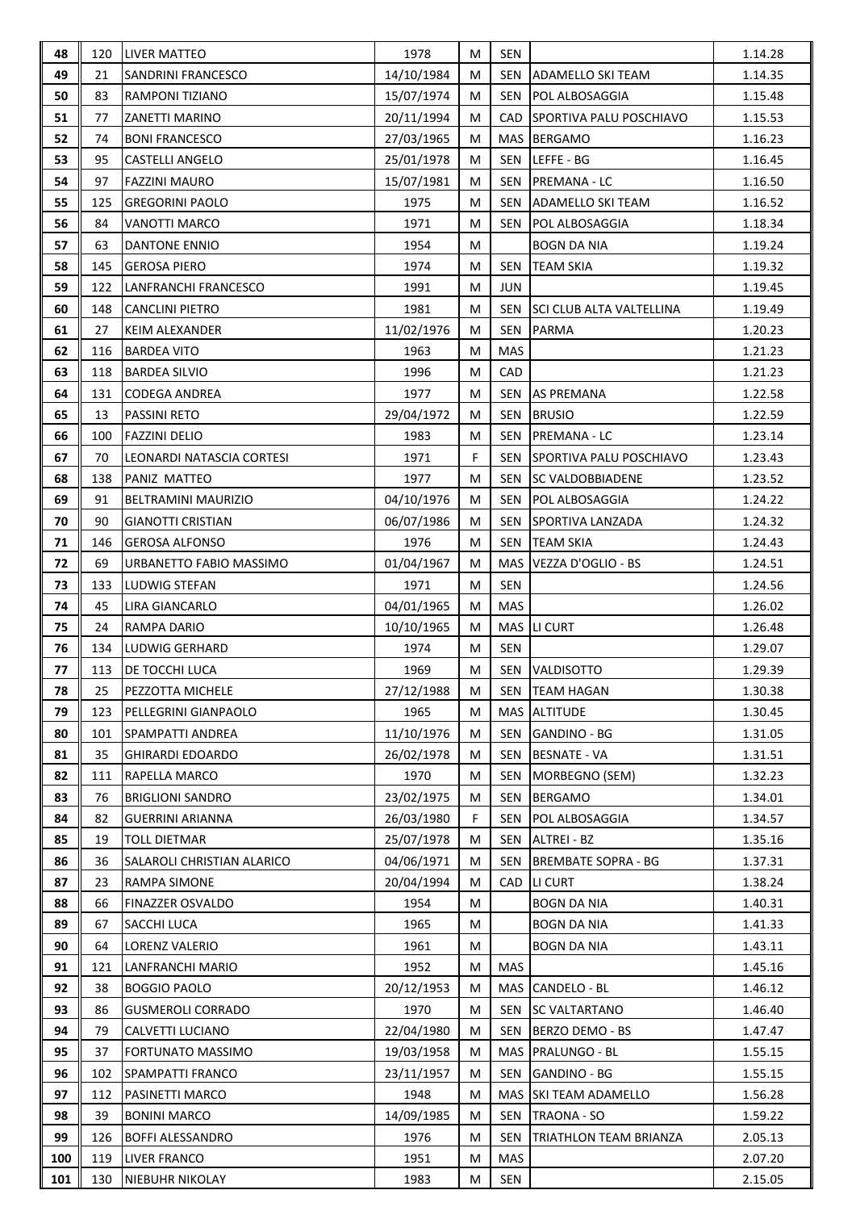| 48 | 120 | LIVER MATTEO | 1978 | M | SEN | | 1.14.28 |
|---|---|---|---|---|---|---|---|
| 49 | 21 | SANDRINI FRANCESCO | 14/10/1984 | M | SEN | ADAMELLO SKI TEAM | 1.14.35 |
| 50 | 83 | RAMPONI TIZIANO | 15/07/1974 | M | SEN | POL ALBOSAGGIA | 1.15.48 |
| 51 | 77 | ZANETTI MARINO | 20/11/1994 | M | CAD | SPORTIVA PALU POSCHIAVO | 1.15.53 |
| 52 | 74 | BONI FRANCESCO | 27/03/1965 | M | MAS | BERGAMO | 1.16.23 |
| 53 | 95 | CASTELLI ANGELO | 25/01/1978 | M | SEN | LEFFE - BG | 1.16.45 |
| 54 | 97 | FAZZINI MAURO | 15/07/1981 | M | SEN | PREMANA - LC | 1.16.50 |
| 55 | 125 | GREGORINI PAOLO | 1975 | M | SEN | ADAMELLO SKI TEAM | 1.16.52 |
| 56 | 84 | VANOTTI MARCO | 1971 | M | SEN | POL ALBOSAGGIA | 1.18.34 |
| 57 | 63 | DANTONE ENNIO | 1954 | M | | BOGN DA NIA | 1.19.24 |
| 58 | 145 | GEROSA PIERO | 1974 | M | SEN | TEAM SKIA | 1.19.32 |
| 59 | 122 | LANFRANCHI FRANCESCO | 1991 | M | JUN | | 1.19.45 |
| 60 | 148 | CANCLINI PIETRO | 1981 | M | SEN | SCI CLUB ALTA VALTELLINA | 1.19.49 |
| 61 | 27 | KEIM ALEXANDER | 11/02/1976 | M | SEN | PARMA | 1.20.23 |
| 62 | 116 | BARDEA VITO | 1963 | M | MAS | | 1.21.23 |
| 63 | 118 | BARDEA SILVIO | 1996 | M | CAD | | 1.21.23 |
| 64 | 131 | CODEGA ANDREA | 1977 | M | SEN | AS PREMANA | 1.22.58 |
| 65 | 13 | PASSINI RETO | 29/04/1972 | M | SEN | BRUSIO | 1.22.59 |
| 66 | 100 | FAZZINI DELIO | 1983 | M | SEN | PREMANA - LC | 1.23.14 |
| 67 | 70 | LEONARDI NATASCIA CORTESI | 1971 | F | SEN | SPORTIVA PALU POSCHIAVO | 1.23.43 |
| 68 | 138 | PANIZ MATTEO | 1977 | M | SEN | SC VALDOBBIADENE | 1.23.52 |
| 69 | 91 | BELTRAMINI MAURIZIO | 04/10/1976 | M | SEN | POL ALBOSAGGIA | 1.24.22 |
| 70 | 90 | GIANOTTI CRISTIAN | 06/07/1986 | M | SEN | SPORTIVA LANZADA | 1.24.32 |
| 71 | 146 | GEROSA ALFONSO | 1976 | M | SEN | TEAM SKIA | 1.24.43 |
| 72 | 69 | URBANETTO FABIO MASSIMO | 01/04/1967 | M | MAS | VEZZA D'OGLIO - BS | 1.24.51 |
| 73 | 133 | LUDWIG STEFAN | 1971 | M | SEN | | 1.24.56 |
| 74 | 45 | LIRA GIANCARLO | 04/01/1965 | M | MAS | | 1.26.02 |
| 75 | 24 | RAMPA DARIO | 10/10/1965 | M | MAS | LI CURT | 1.26.48 |
| 76 | 134 | LUDWIG GERHARD | 1974 | M | SEN | | 1.29.07 |
| 77 | 113 | DE TOCCHI LUCA | 1969 | M | SEN | VALDISOTTO | 1.29.39 |
| 78 | 25 | PEZZOTTA MICHELE | 27/12/1988 | M | SEN | TEAM HAGAN | 1.30.38 |
| 79 | 123 | PELLEGRINI GIANPAOLO | 1965 | M | MAS | ALTITUDE | 1.30.45 |
| 80 | 101 | SPAMPATTI ANDREA | 11/10/1976 | M | SEN | GANDINO - BG | 1.31.05 |
| 81 | 35 | GHIRARDI EDOARDO | 26/02/1978 | M | SEN | BESNATE - VA | 1.31.51 |
| 82 | 111 | RAPELLA MARCO | 1970 | M | SEN | MORBEGNO (SEM) | 1.32.23 |
| 83 | 76 | BRIGLIONI SANDRO | 23/02/1975 | M | SEN | BERGAMO | 1.34.01 |
| 84 | 82 | GUERRINI ARIANNA | 26/03/1980 | F | SEN | POL ALBOSAGGIA | 1.34.57 |
| 85 | 19 | TOLL DIETMAR | 25/07/1978 | M | SEN | ALTREI - BZ | 1.35.16 |
| 86 | 36 | SALAROLI CHRISTIAN ALARICO | 04/06/1971 | M | SEN | BREMBATE SOPRA - BG | 1.37.31 |
| 87 | 23 | RAMPA SIMONE | 20/04/1994 | M | CAD | LI CURT | 1.38.24 |
| 88 | 66 | FINAZZER OSVALDO | 1954 | M | | BOGN DA NIA | 1.40.31 |
| 89 | 67 | SACCHI LUCA | 1965 | M | | BOGN DA NIA | 1.41.33 |
| 90 | 64 | LORENZ VALERIO | 1961 | M | | BOGN DA NIA | 1.43.11 |
| 91 | 121 | LANFRANCHI MARIO | 1952 | M | MAS | | 1.45.16 |
| 92 | 38 | BOGGIO PAOLO | 20/12/1953 | M | MAS | CANDELO - BL | 1.46.12 |
| 93 | 86 | GUSMEROLI CORRADO | 1970 | M | SEN | SC VALTARTANO | 1.46.40 |
| 94 | 79 | CALVETTI LUCIANO | 22/04/1980 | M | SEN | BERZO DEMO - BS | 1.47.47 |
| 95 | 37 | FORTUNATO MASSIMO | 19/03/1958 | M | MAS | PRALUNGO - BL | 1.55.15 |
| 96 | 102 | SPAMPATTI FRANCO | 23/11/1957 | M | SEN | GANDINO - BG | 1.55.15 |
| 97 | 112 | PASINETTI MARCO | 1948 | M | MAS | SKI TEAM ADAMELLO | 1.56.28 |
| 98 | 39 | BONINI MARCO | 14/09/1985 | M | SEN | TRAONA - SO | 1.59.22 |
| 99 | 126 | BOFFI ALESSANDRO | 1976 | M | SEN | TRIATHLON TEAM BRIANZA | 2.05.13 |
| 100 | 119 | LIVER FRANCO | 1951 | M | MAS | | 2.07.20 |
| 101 | 130 | NIEBUHR NIKOLAY | 1983 | M | SEN | | 2.15.05 |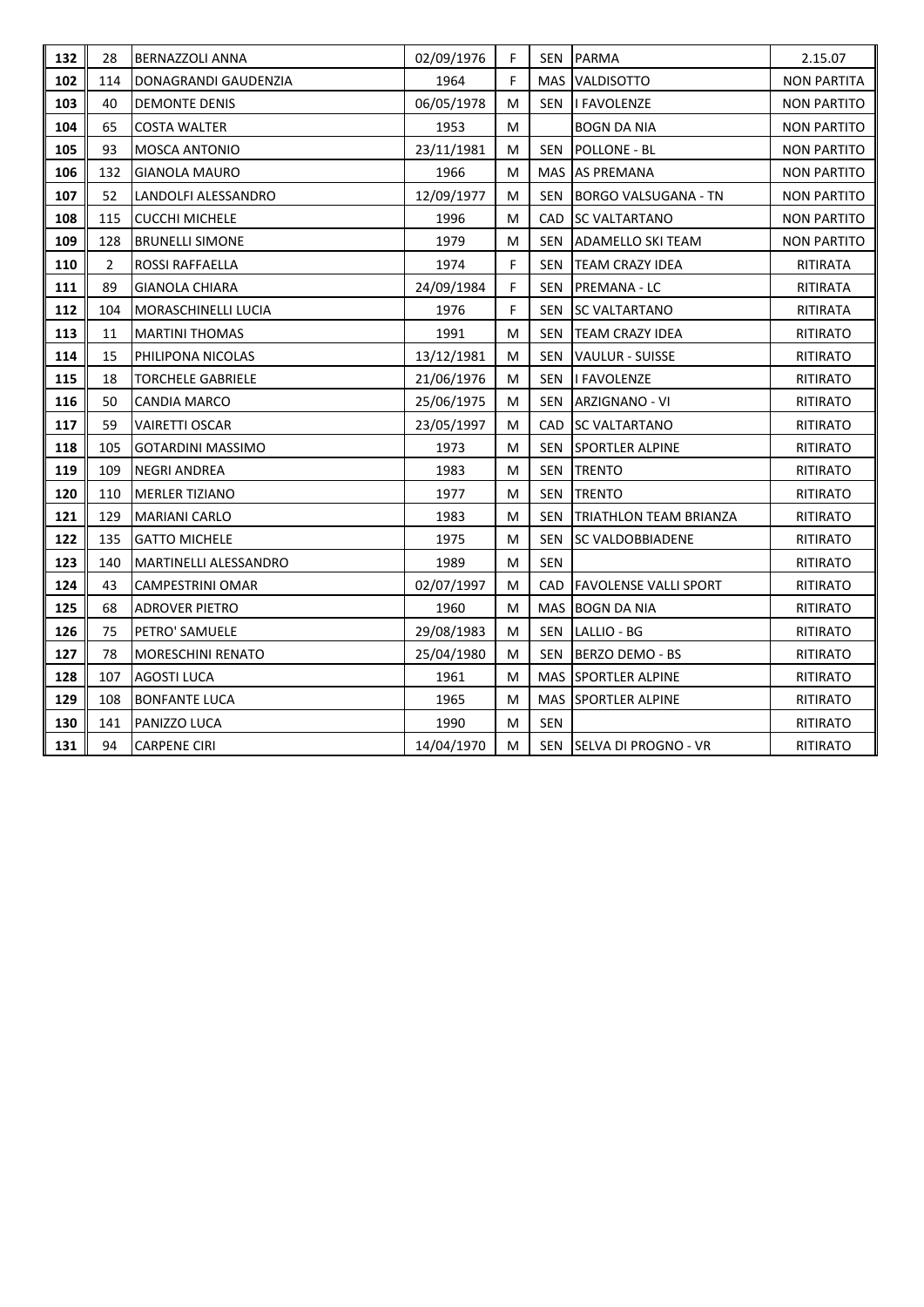| | | | | | | | |
|---|---|---|---|---|---|---|---|
| **132** | 28 | BERNAZZOLI ANNA | 02/09/1976 | F | SEN | PARMA | 2.15.07 |
| **102** | 114 | DONAGRANDI GAUDENZIA | 1964 | F | MAS | VALDISOTTO | NON PARTITA |
| **103** | 40 | DEMONTE DENIS | 06/05/1978 | M | SEN | I FAVOLENZE | NON PARTITO |
| **104** | 65 | COSTA WALTER | 1953 | M | | BOGN DA NIA | NON PARTITO |
| **105** | 93 | MOSCA ANTONIO | 23/11/1981 | M | SEN | POLLONE - BL | NON PARTITO |
| **106** | 132 | GIANOLA MAURO | 1966 | M | MAS | AS PREMANA | NON PARTITO |
| **107** | 52 | LANDOLFI ALESSANDRO | 12/09/1977 | M | SEN | BORGO VALSUGANA - TN | NON PARTITO |
| **108** | 115 | CUCCHI MICHELE | 1996 | M | CAD | SC VALTARTANO | NON PARTITO |
| **109** | 128 | BRUNELLI SIMONE | 1979 | M | SEN | ADAMELLO SKI TEAM | NON PARTITO |
| **110** | 2 | ROSSI RAFFAELLA | 1974 | F | SEN | TEAM CRAZY IDEA | RITIRATA |
| **111** | 89 | GIANOLA CHIARA | 24/09/1984 | F | SEN | PREMANA - LC | RITIRATA |
| **112** | 104 | MORASCHINELLI LUCIA | 1976 | F | SEN | SC VALTARTANO | RITIRATA |
| **113** | 11 | MARTINI THOMAS | 1991 | M | SEN | TEAM CRAZY IDEA | RITIRATO |
| **114** | 15 | PHILIPONA NICOLAS | 13/12/1981 | M | SEN | VAULUR - SUISSE | RITIRATO |
| **115** | 18 | TORCHELE GABRIELE | 21/06/1976 | M | SEN | I FAVOLENZE | RITIRATO |
| **116** | 50 | CANDIA MARCO | 25/06/1975 | M | SEN | ARZIGNANO - VI | RITIRATO |
| **117** | 59 | VAIRETTI OSCAR | 23/05/1997 | M | CAD | SC VALTARTANO | RITIRATO |
| **118** | 105 | GOTARDINI MASSIMO | 1973 | M | SEN | SPORTLER ALPINE | RITIRATO |
| **119** | 109 | NEGRI ANDREA | 1983 | M | SEN | TRENTO | RITIRATO |
| **120** | 110 | MERLER TIZIANO | 1977 | M | SEN | TRENTO | RITIRATO |
| **121** | 129 | MARIANI CARLO | 1983 | M | SEN | TRIATHLON TEAM BRIANZA | RITIRATO |
| **122** | 135 | GATTO MICHELE | 1975 | M | SEN | SC VALDOBBIADENE | RITIRATO |
| **123** | 140 | MARTINELLI ALESSANDRO | 1989 | M | SEN | | RITIRATO |
| **124** | 43 | CAMPESTRINI OMAR | 02/07/1997 | M | CAD | FAVOLENSE VALLI SPORT | RITIRATO |
| **125** | 68 | ADROVER PIETRO | 1960 | M | MAS | BOGN DA NIA | RITIRATO |
| **126** | 75 | PETRO' SAMUELE | 29/08/1983 | M | SEN | LALLIO - BG | RITIRATO |
| **127** | 78 | MORESCHINI RENATO | 25/04/1980 | M | SEN | BERZO DEMO - BS | RITIRATO |
| **128** | 107 | AGOSTI LUCA | 1961 | M | MAS | SPORTLER ALPINE | RITIRATO |
| **129** | 108 | BONFANTE LUCA | 1965 | M | MAS | SPORTLER ALPINE | RITIRATO |
| **130** | 141 | PANIZZO LUCA | 1990 | M | SEN | | RITIRATO |
| **131** | 94 | CARPENE CIRI | 14/04/1970 | M | SEN | SELVA DI PROGNO - VR | RITIRATO |